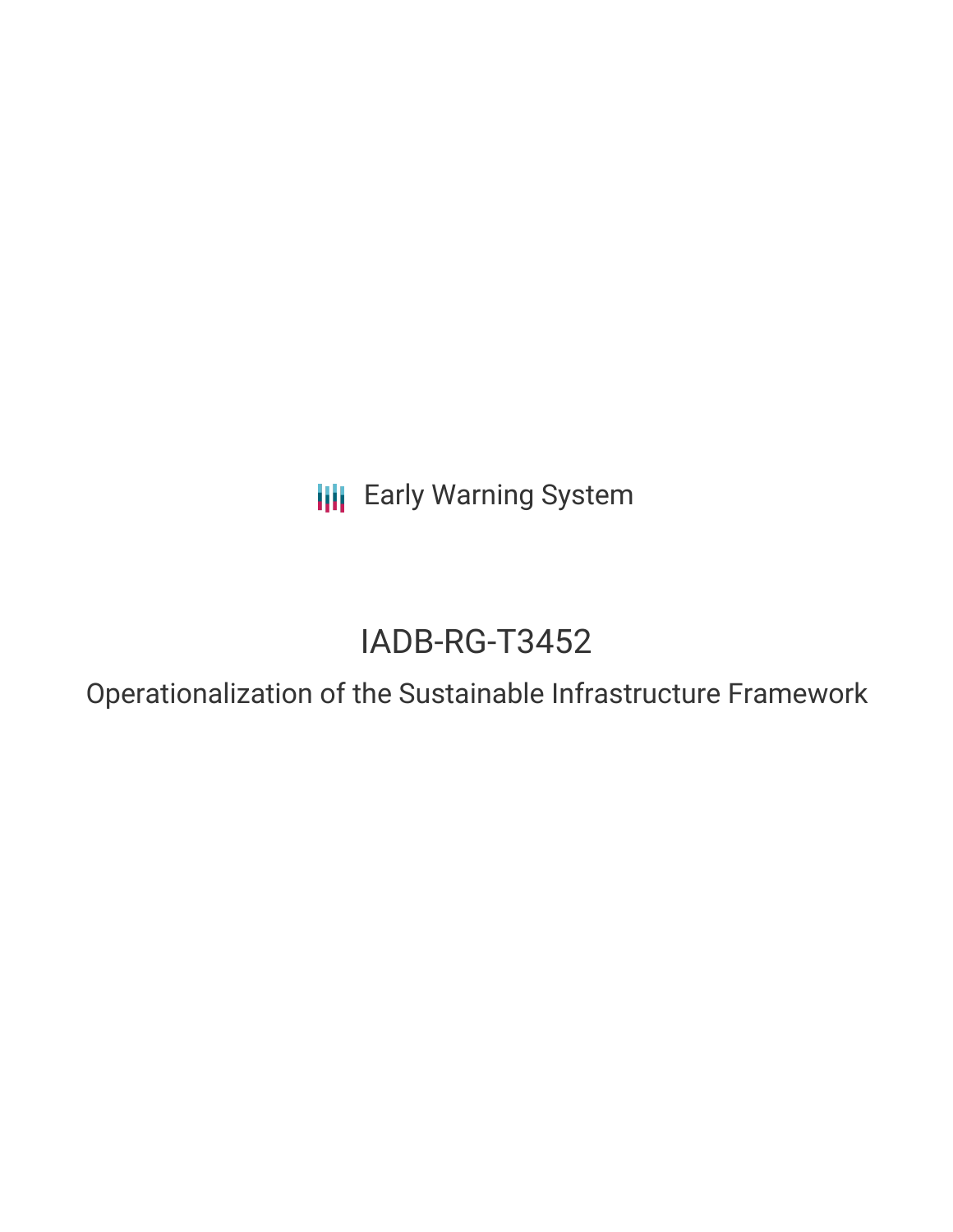Early Warning System

# IADB-RG-T3452

## Operationalization of the Sustainable Infrastructure Framework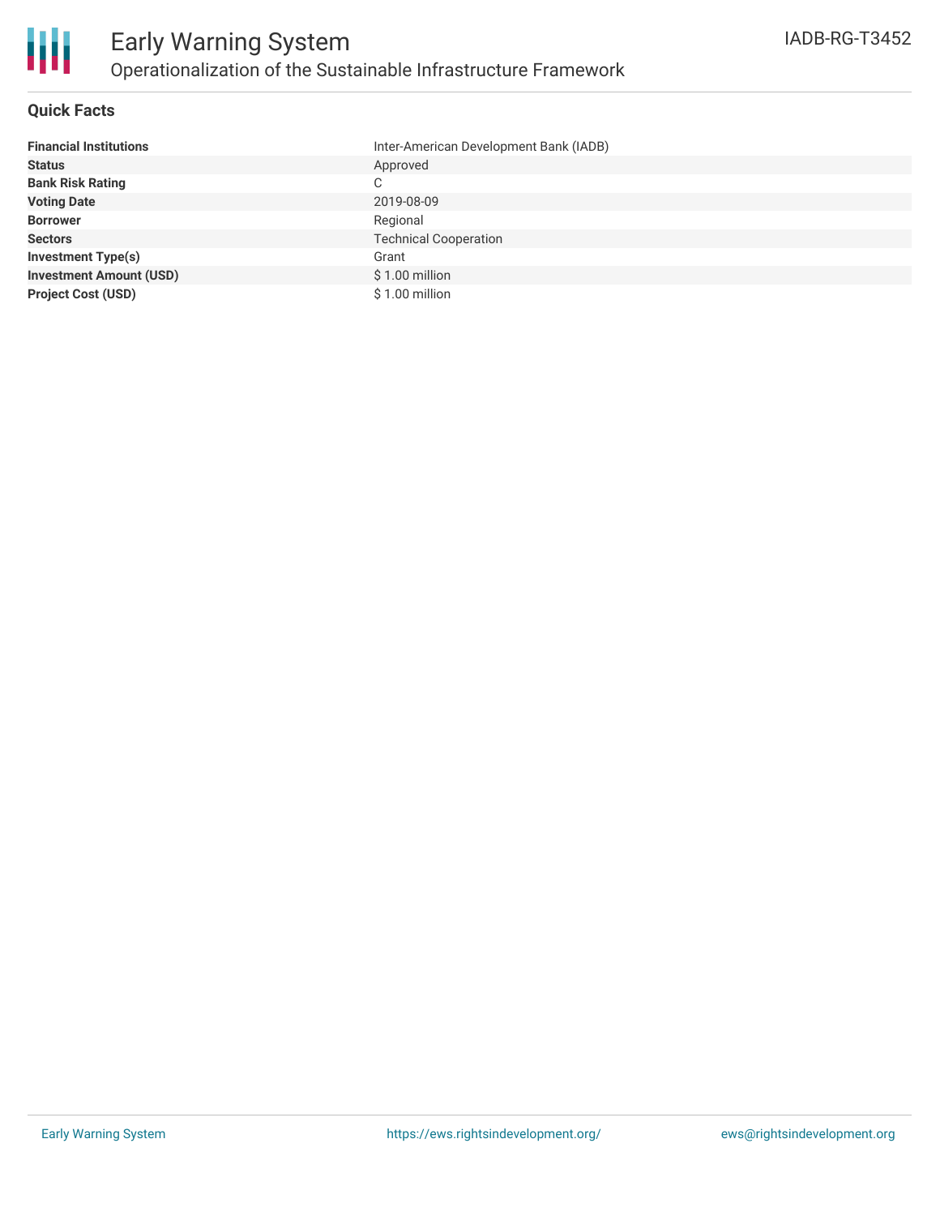# Early Warning System

## Operationalization of the Sustainable Infrastructure Framework

IADB-RG-T3452

### Quick Facts

| | |
|---|---|
| **Financial Institutions** | Inter-American Development Bank (IADB) |
| **Status** | Approved |
| **Bank Risk Rating** | C |
| **Voting Date** | 2019-08-09 |
| **Borrower** | Regional |
| **Sectors** | Technical Cooperation |
| **Investment Type(s)** | Grant |
| **Investment Amount (USD)** | $ 1.00 million |
| **Project Cost (USD)** | $ 1.00 million |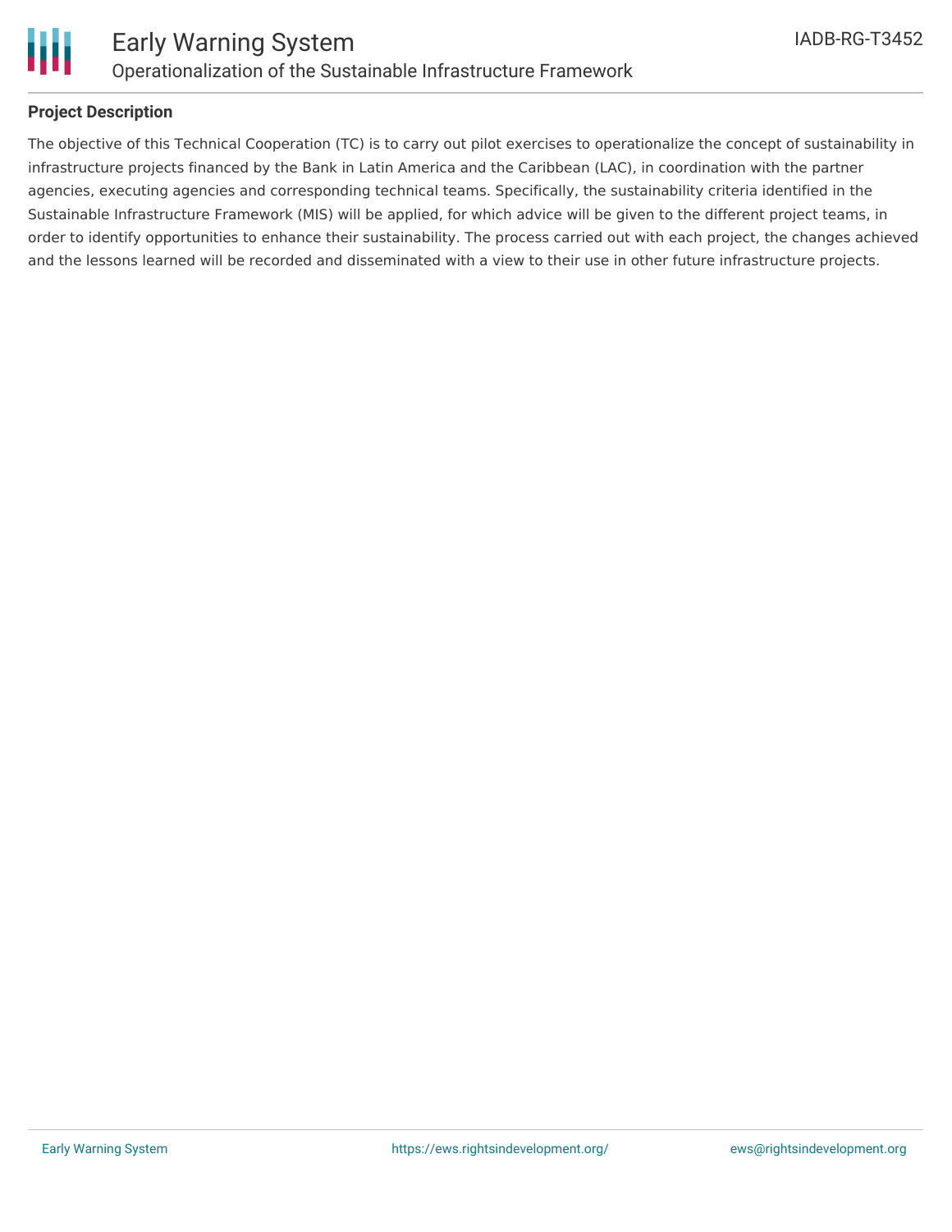## Project Description

The objective of this Technical Cooperation (TC) is to carry out pilot exercises to operationalize the concept of sustainability in infrastructure projects financed by the Bank in Latin America and the Caribbean (LAC), in coordination with the partner agencies, executing agencies and corresponding technical teams. Specifically, the sustainability criteria identified in the Sustainable Infrastructure Framework (MIS) will be applied, for which advice will be given to the different project teams, in order to identify opportunities to enhance their sustainability. The process carried out with each project, the changes achieved and the lessons learned will be recorded and disseminated with a view to their use in other future infrastructure projects.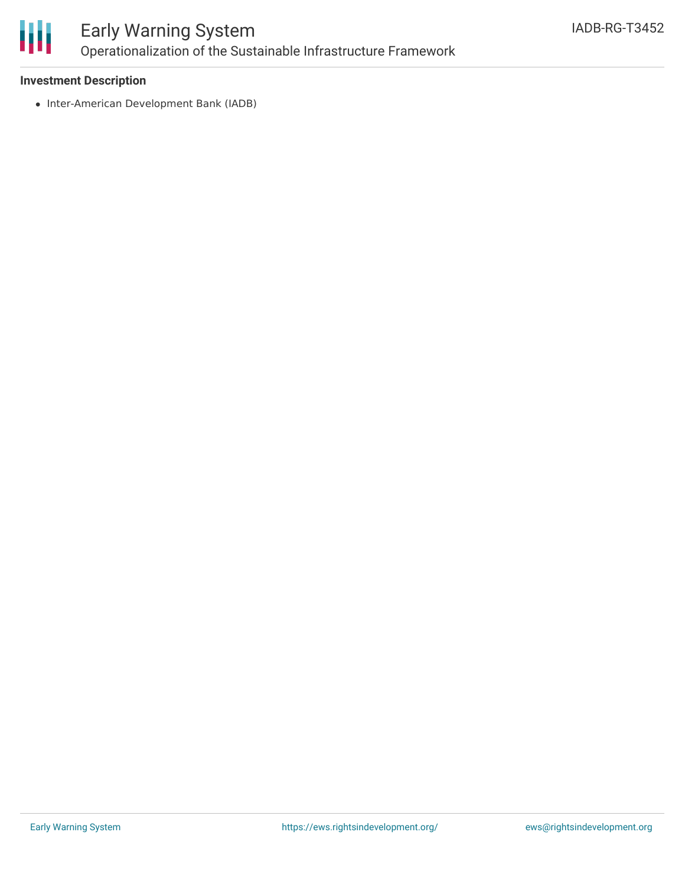**Investment Description**

- Inter-American Development Bank (IADB)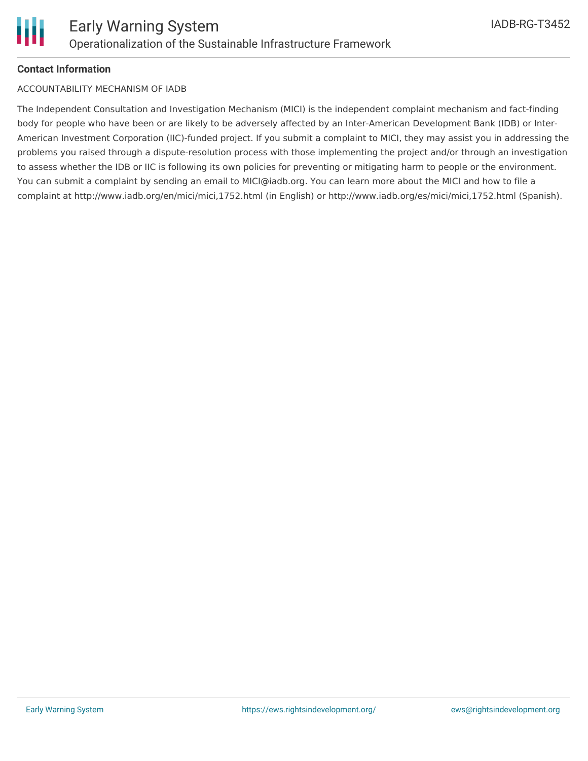**Contact Information**

ACCOUNTABILITY MECHANISM OF IADB

The Independent Consultation and Investigation Mechanism (MICI) is the independent complaint mechanism and fact-finding body for people who have been or are likely to be adversely affected by an Inter-American Development Bank (IDB) or Inter-American Investment Corporation (IIC)-funded project. If you submit a complaint to MICI, they may assist you in addressing the problems you raised through a dispute-resolution process with those implementing the project and/or through an investigation to assess whether the IDB or IIC is following its own policies for preventing or mitigating harm to people or the environment. You can submit a complaint by sending an email to MICI@iadb.org. You can learn more about the MICI and how to file a complaint at http://www.iadb.org/en/mici/mici,1752.html (in English) or http://www.iadb.org/es/mici/mici,1752.html (Spanish).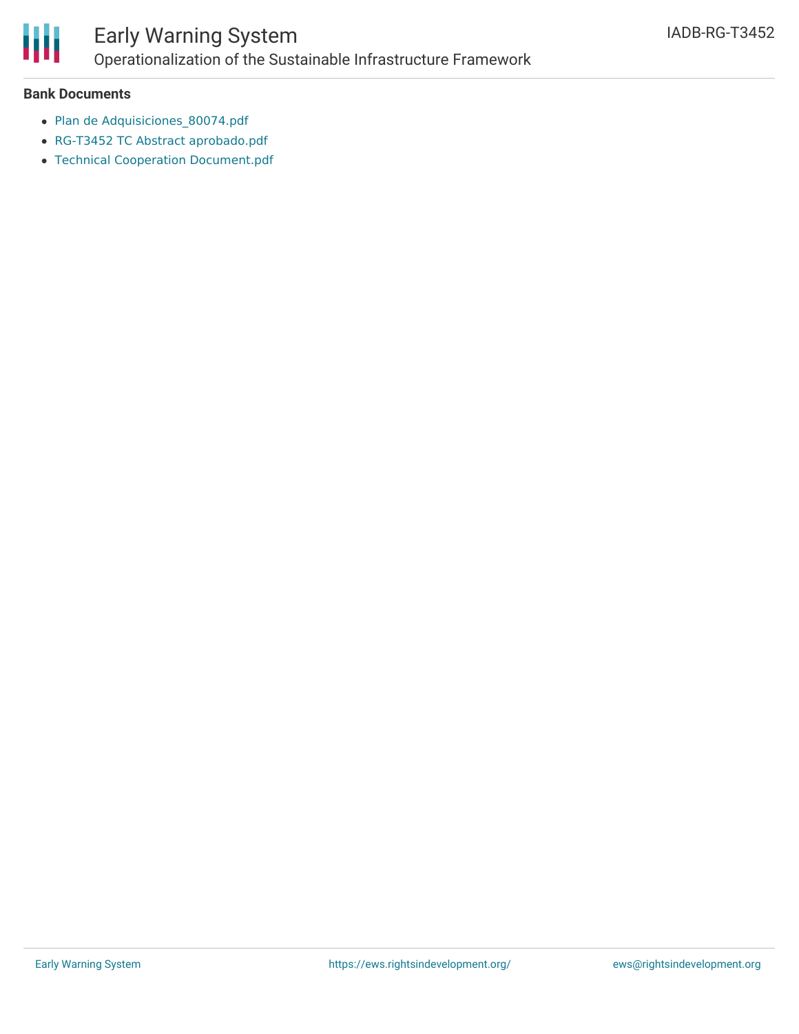**Bank Documents**

- Plan de Adquisiciones_80074.pdf
- RG-T3452 TC Abstract aprobado.pdf
- Technical Cooperation Document.pdf